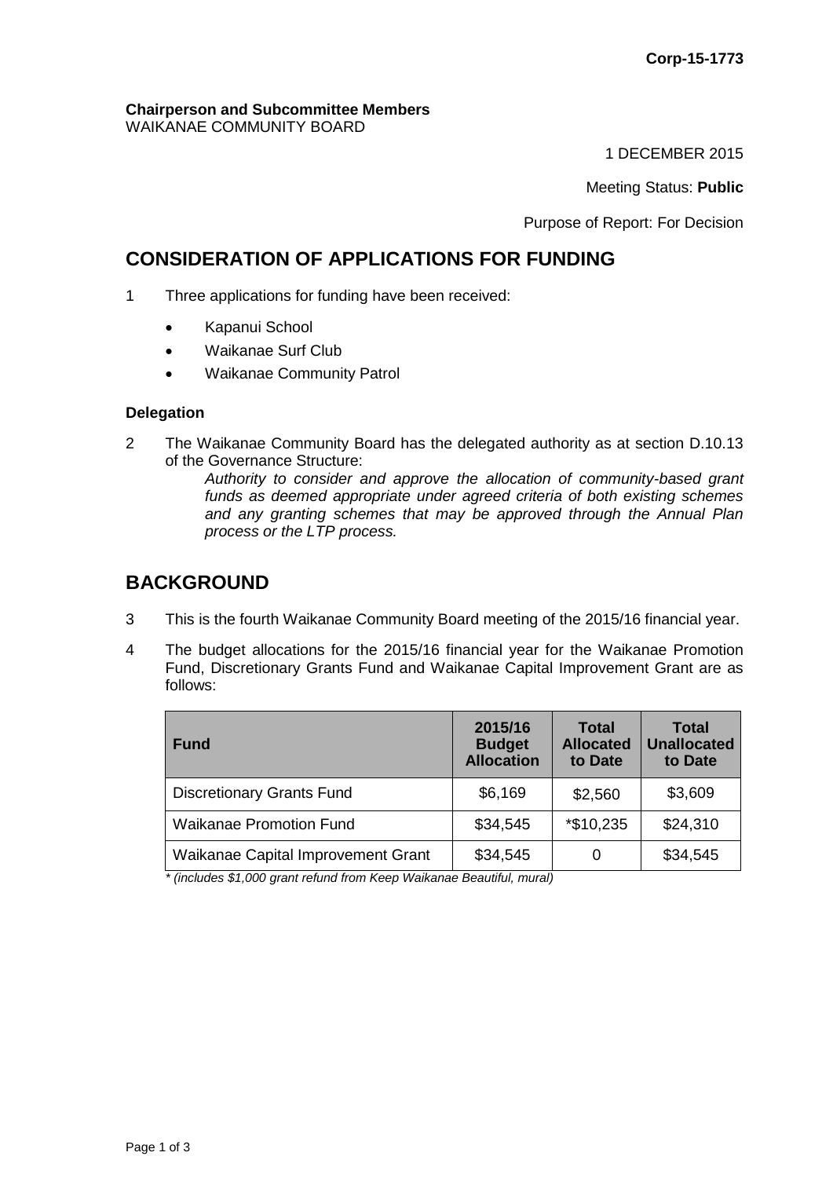**Corp-15-1773**

**Chairperson and Subcommittee Members**
WAIKANAE COMMUNITY BOARD

1 DECEMBER 2015

Meeting Status: **Public**

Purpose of Report: For Decision

# CONSIDERATION OF APPLICATIONS FOR FUNDING

1 Three applications for funding have been received:

- Kapanui School
- Waikanae Surf Club
- Waikanae Community Patrol

### Delegation

2 The Waikanae Community Board has the delegated authority as at section D.10.13 of the Governance Structure:

*Authority to consider and approve the allocation of community-based grant funds as deemed appropriate under agreed criteria of both existing schemes and any granting schemes that may be approved through the Annual Plan process or the LTP process.*

# BACKGROUND

3 This is the fourth Waikanae Community Board meeting of the 2015/16 financial year.

4 The budget allocations for the 2015/16 financial year for the Waikanae Promotion Fund, Discretionary Grants Fund and Waikanae Capital Improvement Grant are as follows:

| Fund | 2015/16 Budget Allocation | Total Allocated to Date | Total Unallocated to Date |
|---|---|---|---|
| Discretionary Grants Fund | $6,169 | $2,560 | $3,609 |
| Waikanae Promotion Fund | $34,545 | *$10,235 | $24,310 |
| Waikanae Capital Improvement Grant | $34,545 | 0 | $34,545 |

*\* (includes $1,000 grant refund from Keep Waikanae Beautiful, mural)*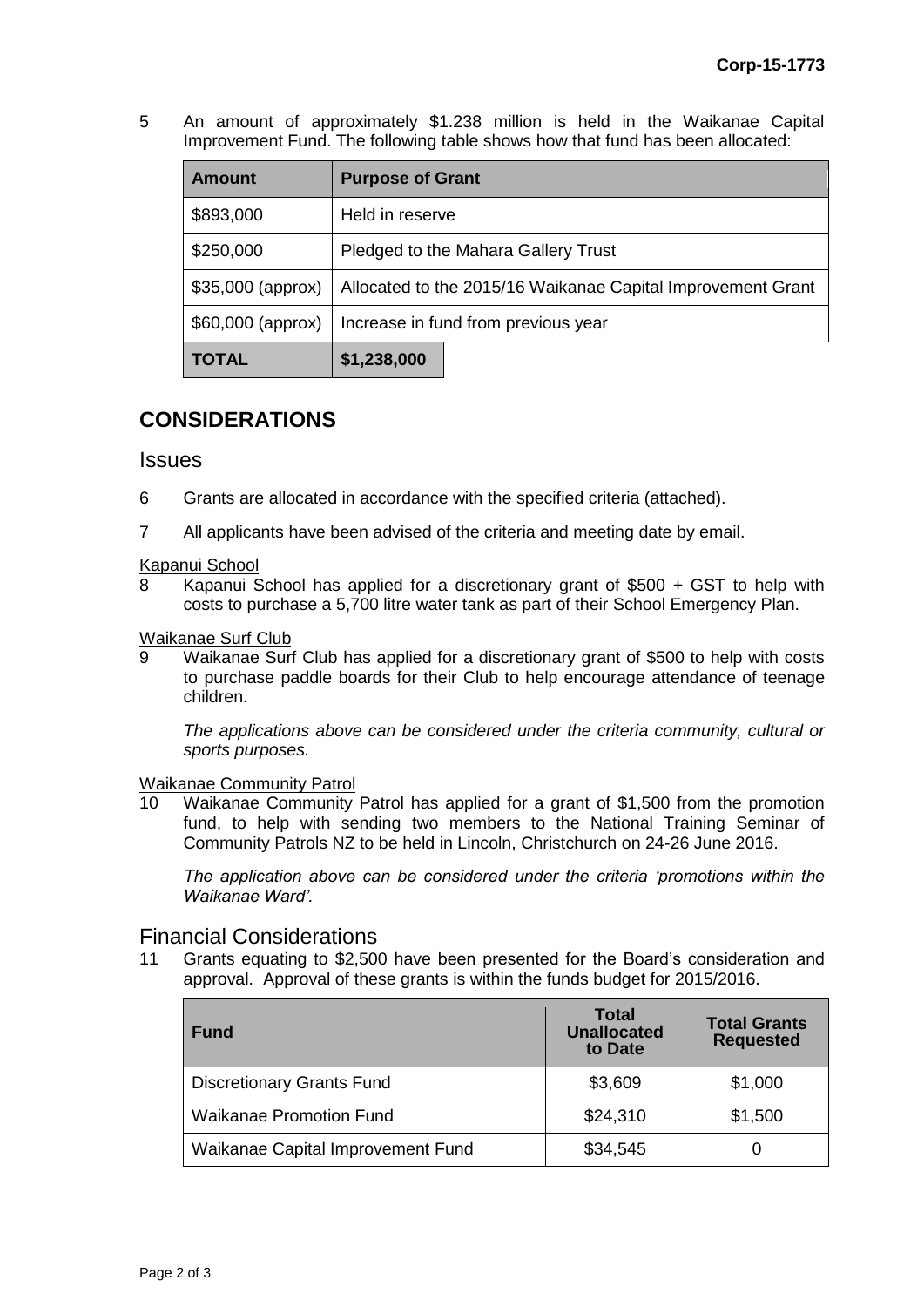5 An amount of approximately $1.238 million is held in the Waikanae Capital Improvement Fund. The following table shows how that fund has been allocated:

| Amount | Purpose of Grant |
|---|---|
| $893,000 | Held in reserve |
| $250,000 | Pledged to the Mahara Gallery Trust |
| $35,000 (approx) | Allocated to the 2015/16 Waikanae Capital Improvement Grant |
| $60,000 (approx) | Increase in fund from previous year |
| **TOTAL** | **$1,238,000** |

## CONSIDERATIONS

### Issues

6 Grants are allocated in accordance with the specified criteria (attached).

7 All applicants have been advised of the criteria and meeting date by email.

Kapanui School

8 Kapanui School has applied for a discretionary grant of $500 + GST to help with costs to purchase a 5,700 litre water tank as part of their School Emergency Plan.

Waikanae Surf Club

9 Waikanae Surf Club has applied for a discretionary grant of $500 to help with costs to purchase paddle boards for their Club to help encourage attendance of teenage children.

*The applications above can be considered under the criteria community, cultural or sports purposes.*

Waikanae Community Patrol

10 Waikanae Community Patrol has applied for a grant of $1,500 from the promotion fund, to help with sending two members to the National Training Seminar of Community Patrols NZ to be held in Lincoln, Christchurch on 24-26 June 2016.

*The application above can be considered under the criteria 'promotions within the Waikanae Ward'.*

### Financial Considerations

11 Grants equating to $2,500 have been presented for the Board's consideration and approval. Approval of these grants is within the funds budget for 2015/2016.

| Fund | Total Unallocated to Date | Total Grants Requested |
|---|---|---|
| Discretionary Grants Fund | $3,609 | $1,000 |
| Waikanae Promotion Fund | $24,310 | $1,500 |
| Waikanae Capital Improvement Fund | $34,545 | 0 |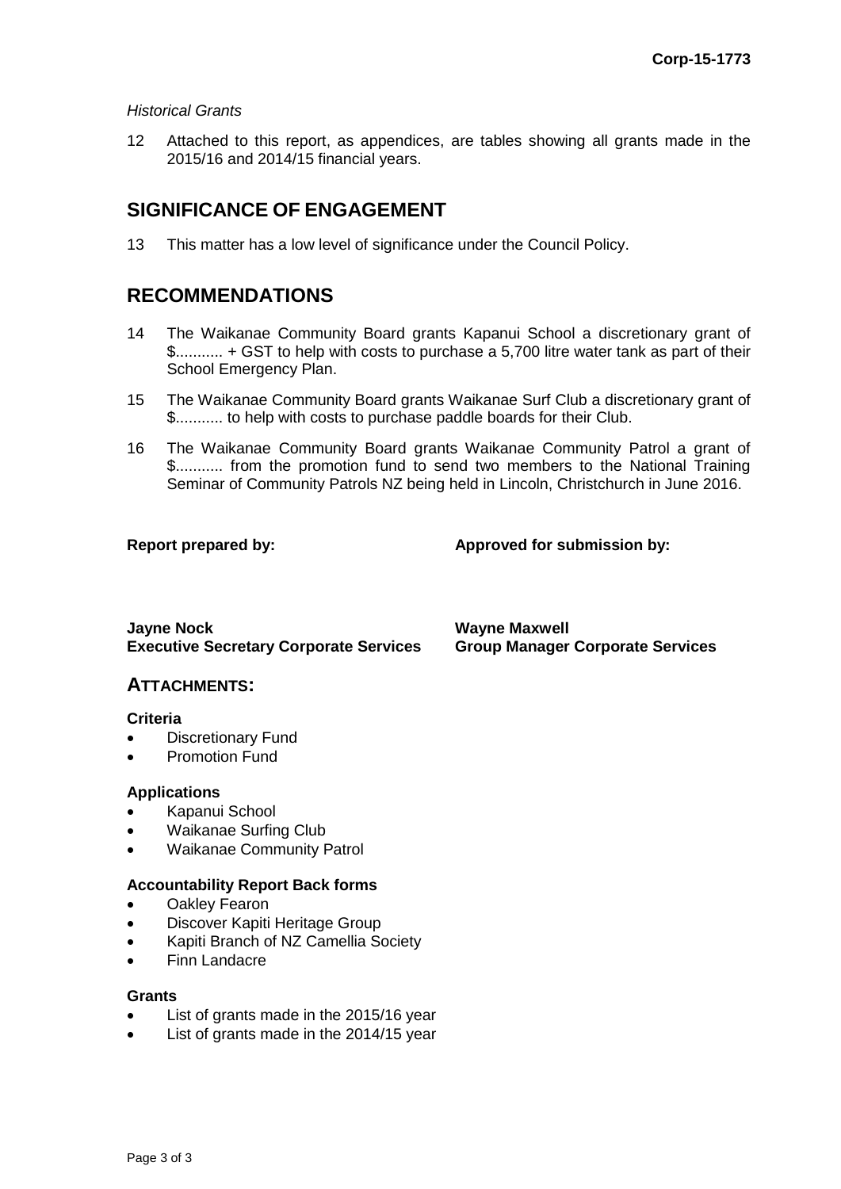*Historical Grants*

12 Attached to this report, as appendices, are tables showing all grants made in the 2015/16 and 2014/15 financial years.

## SIGNIFICANCE OF ENGAGEMENT

13 This matter has a low level of significance under the Council Policy.

## RECOMMENDATIONS

14 The Waikanae Community Board grants Kapanui School a discretionary grant of $........... + GST to help with costs to purchase a 5,700 litre water tank as part of their School Emergency Plan.

15 The Waikanae Community Board grants Waikanae Surf Club a discretionary grant of $........... to help with costs to purchase paddle boards for their Club.

16 The Waikanae Community Board grants Waikanae Community Patrol a grant of $........... from the promotion fund to send two members to the National Training Seminar of Community Patrols NZ being held in Lincoln, Christchurch in June 2016.

**Report prepared by:**

**Jayne Nock**
**Executive Secretary Corporate Services**

**Approved for submission by:**

**Wayne Maxwell**
**Group Manager Corporate Services**

## ATTACHMENTS:

**Criteria**

- Discretionary Fund
- Promotion Fund

**Applications**

- Kapanui School
- Waikanae Surfing Club
- Waikanae Community Patrol

**Accountability Report Back forms**

- Oakley Fearon
- Discover Kapiti Heritage Group
- Kapiti Branch of NZ Camellia Society
- Finn Landacre

**Grants**

- List of grants made in the 2015/16 year
- List of grants made in the 2014/15 year